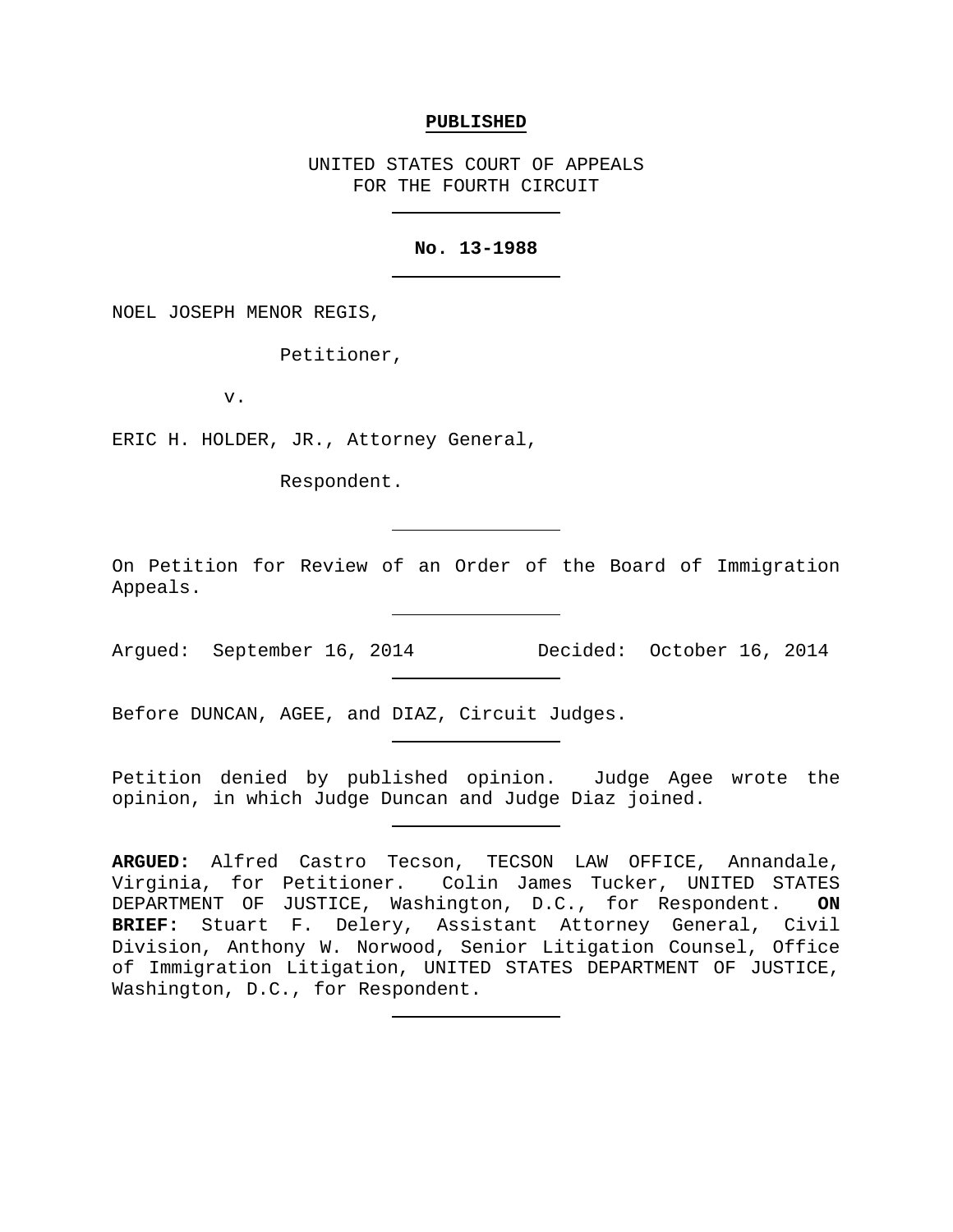**PUBLISHED**

UNITED STATES COURT OF APPEALS
FOR THE FOURTH CIRCUIT

---

**No. 13-1988**

---

NOEL JOSEPH MENOR REGIS,

Petitioner,

v.

ERIC H. HOLDER, JR., Attorney General,

Respondent.

---

On Petition for Review of an Order of the Board of Immigration Appeals.

---

Argued: September 16, 2014 Decided: October 16, 2014

---

Before DUNCAN, AGEE, and DIAZ, Circuit Judges.

---

Petition denied by published opinion. Judge Agee wrote the opinion, in which Judge Duncan and Judge Diaz joined.

---

**ARGUED:** Alfred Castro Tecson, TECSON LAW OFFICE, Annandale, Virginia, for Petitioner. Colin James Tucker, UNITED STATES DEPARTMENT OF JUSTICE, Washington, D.C., for Respondent. **ON BRIEF:** Stuart F. Delery, Assistant Attorney General, Civil Division, Anthony W. Norwood, Senior Litigation Counsel, Office of Immigration Litigation, UNITED STATES DEPARTMENT OF JUSTICE, Washington, D.C., for Respondent.

---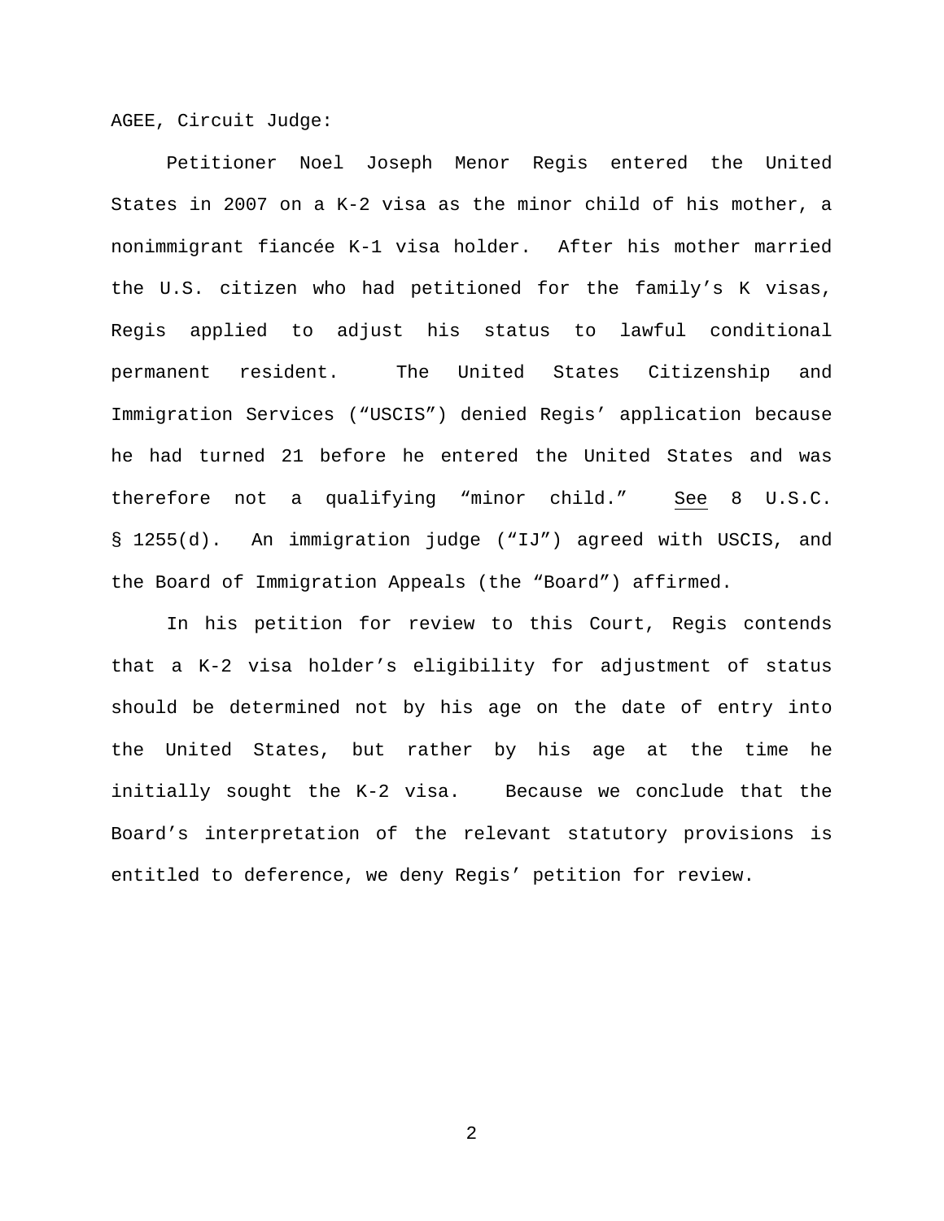AGEE, Circuit Judge:

Petitioner Noel Joseph Menor Regis entered the United States in 2007 on a K-2 visa as the minor child of his mother, a nonimmigrant fiancée K-1 visa holder. After his mother married the U.S. citizen who had petitioned for the family's K visas, Regis applied to adjust his status to lawful conditional permanent resident. The United States Citizenship and Immigration Services ("USCIS") denied Regis' application because he had turned 21 before he entered the United States and was therefore not a qualifying "minor child." See 8 U.S.C. § 1255(d). An immigration judge ("IJ") agreed with USCIS, and the Board of Immigration Appeals (the "Board") affirmed.

In his petition for review to this Court, Regis contends that a K-2 visa holder's eligibility for adjustment of status should be determined not by his age on the date of entry into the United States, but rather by his age at the time he initially sought the K-2 visa. Because we conclude that the Board's interpretation of the relevant statutory provisions is entitled to deference, we deny Regis' petition for review.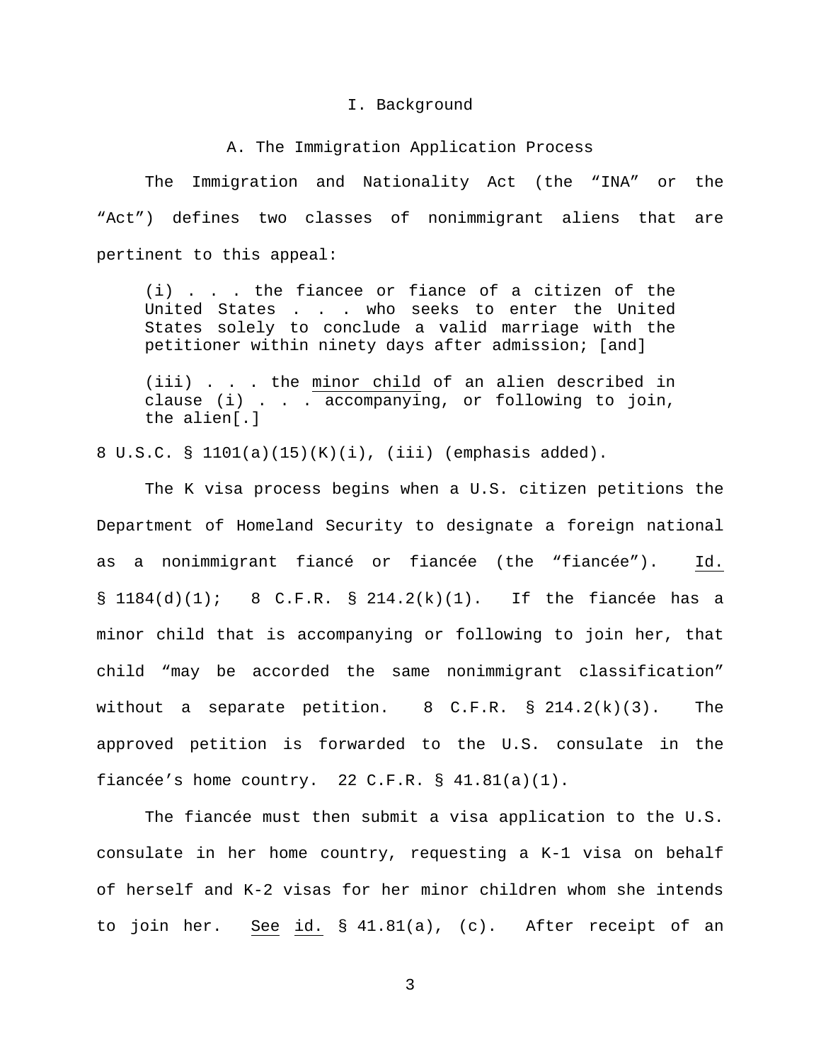## I. Background

### A. The Immigration Application Process

The Immigration and Nationality Act (the "INA" or the "Act") defines two classes of nonimmigrant aliens that are pertinent to this appeal:

> (i) . . . the fiancee or fiance of a citizen of the United States . . . who seeks to enter the United States solely to conclude a valid marriage with the petitioner within ninety days after admission; [and]
>
> (iii) . . . the <u>minor child</u> of an alien described in clause (i) . . . accompanying, or following to join, the alien[.]

8 U.S.C. § 1101(a)(15)(K)(i), (iii) (emphasis added).

The K visa process begins when a U.S. citizen petitions the Department of Homeland Security to designate a foreign national as a nonimmigrant fiancé or fiancée (the "fiancée"). Id. § 1184(d)(1); 8 C.F.R. § 214.2(k)(1). If the fiancée has a minor child that is accompanying or following to join her, that child "may be accorded the same nonimmigrant classification" without a separate petition. 8 C.F.R. § 214.2(k)(3). The approved petition is forwarded to the U.S. consulate in the fiancée's home country. 22 C.F.R. § 41.81(a)(1).

The fiancée must then submit a visa application to the U.S. consulate in her home country, requesting a K-1 visa on behalf of herself and K-2 visas for her minor children whom she intends to join her. See id. § 41.81(a), (c). After receipt of an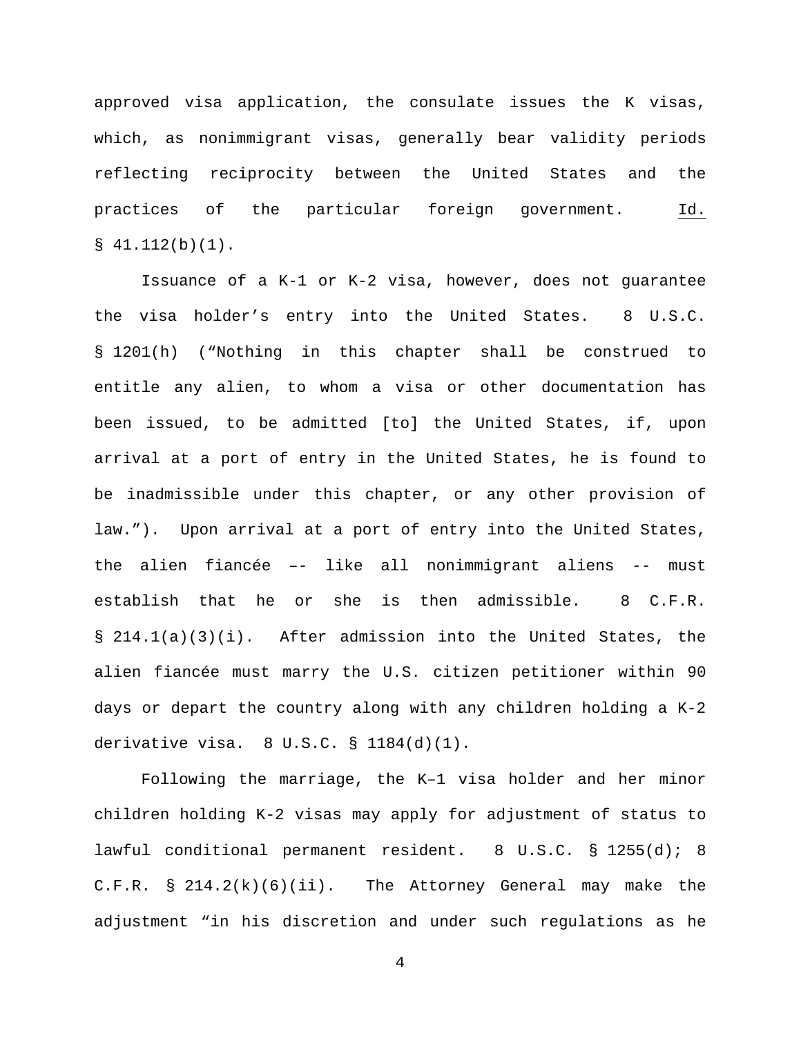approved visa application, the consulate issues the K visas, which, as nonimmigrant visas, generally bear validity periods reflecting reciprocity between the United States and the practices of the particular foreign government. Id. § 41.112(b)(1).

Issuance of a K-1 or K-2 visa, however, does not guarantee the visa holder's entry into the United States. 8 U.S.C. § 1201(h) ("Nothing in this chapter shall be construed to entitle any alien, to whom a visa or other documentation has been issued, to be admitted [to] the United States, if, upon arrival at a port of entry in the United States, he is found to be inadmissible under this chapter, or any other provision of law."). Upon arrival at a port of entry into the United States, the alien fiancée –– like all nonimmigrant aliens -- must establish that he or she is then admissible. 8 C.F.R. § 214.1(a)(3)(i). After admission into the United States, the alien fiancée must marry the U.S. citizen petitioner within 90 days or depart the country along with any children holding a K-2 derivative visa. 8 U.S.C. § 1184(d)(1).

Following the marriage, the K–1 visa holder and her minor children holding K-2 visas may apply for adjustment of status to lawful conditional permanent resident. 8 U.S.C. § 1255(d); 8 C.F.R. § 214.2(k)(6)(ii). The Attorney General may make the adjustment "in his discretion and under such regulations as he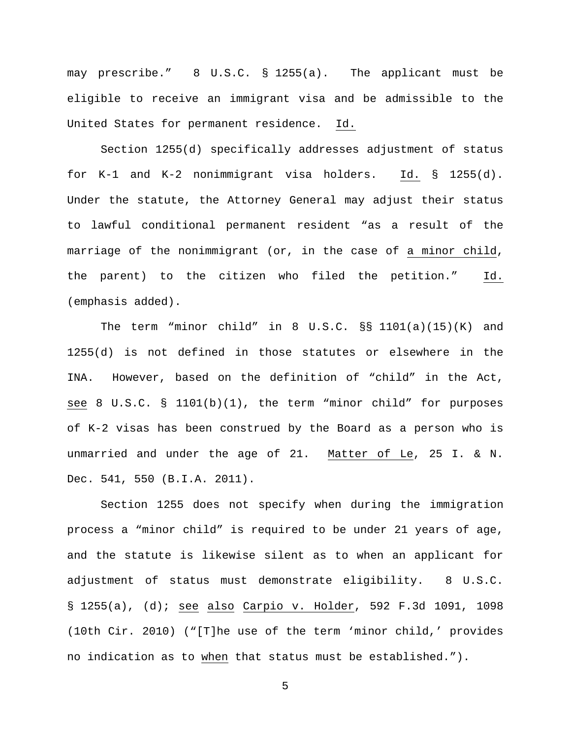may prescribe." 8 U.S.C. § 1255(a). The applicant must be eligible to receive an immigrant visa and be admissible to the United States for permanent residence. Id.

Section 1255(d) specifically addresses adjustment of status for K-1 and K-2 nonimmigrant visa holders. Id. § 1255(d). Under the statute, the Attorney General may adjust their status to lawful conditional permanent resident "as a result of the marriage of the nonimmigrant (or, in the case of a minor child, the parent) to the citizen who filed the petition." Id. (emphasis added).

The term "minor child" in 8 U.S.C. §§ 1101(a)(15)(K) and 1255(d) is not defined in those statutes or elsewhere in the INA. However, based on the definition of "child" in the Act, see 8 U.S.C. § 1101(b)(1), the term "minor child" for purposes of K-2 visas has been construed by the Board as a person who is unmarried and under the age of 21. Matter of Le, 25 I. & N. Dec. 541, 550 (B.I.A. 2011).

Section 1255 does not specify when during the immigration process a "minor child" is required to be under 21 years of age, and the statute is likewise silent as to when an applicant for adjustment of status must demonstrate eligibility. 8 U.S.C. § 1255(a), (d); see also Carpio v. Holder, 592 F.3d 1091, 1098 (10th Cir. 2010) ("[T]he use of the term 'minor child,' provides no indication as to when that status must be established.").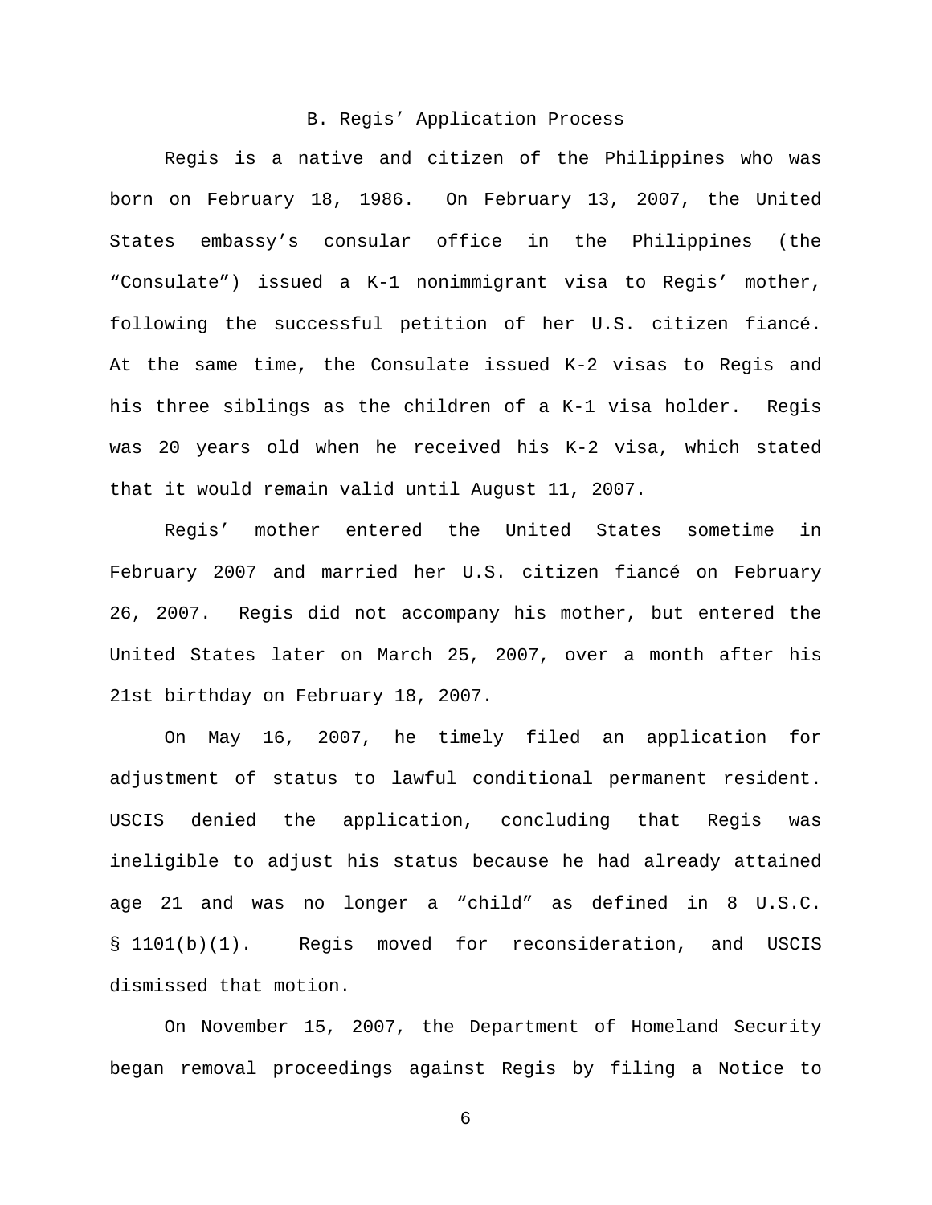### B. Regis' Application Process

Regis is a native and citizen of the Philippines who was born on February 18, 1986. On February 13, 2007, the United States embassy's consular office in the Philippines (the "Consulate") issued a K-1 nonimmigrant visa to Regis' mother, following the successful petition of her U.S. citizen fiancé. At the same time, the Consulate issued K-2 visas to Regis and his three siblings as the children of a K-1 visa holder. Regis was 20 years old when he received his K-2 visa, which stated that it would remain valid until August 11, 2007.

Regis' mother entered the United States sometime in February 2007 and married her U.S. citizen fiancé on February 26, 2007. Regis did not accompany his mother, but entered the United States later on March 25, 2007, over a month after his 21st birthday on February 18, 2007.

On May 16, 2007, he timely filed an application for adjustment of status to lawful conditional permanent resident. USCIS denied the application, concluding that Regis was ineligible to adjust his status because he had already attained age 21 and was no longer a "child" as defined in 8 U.S.C. § 1101(b)(1). Regis moved for reconsideration, and USCIS dismissed that motion.

On November 15, 2007, the Department of Homeland Security began removal proceedings against Regis by filing a Notice to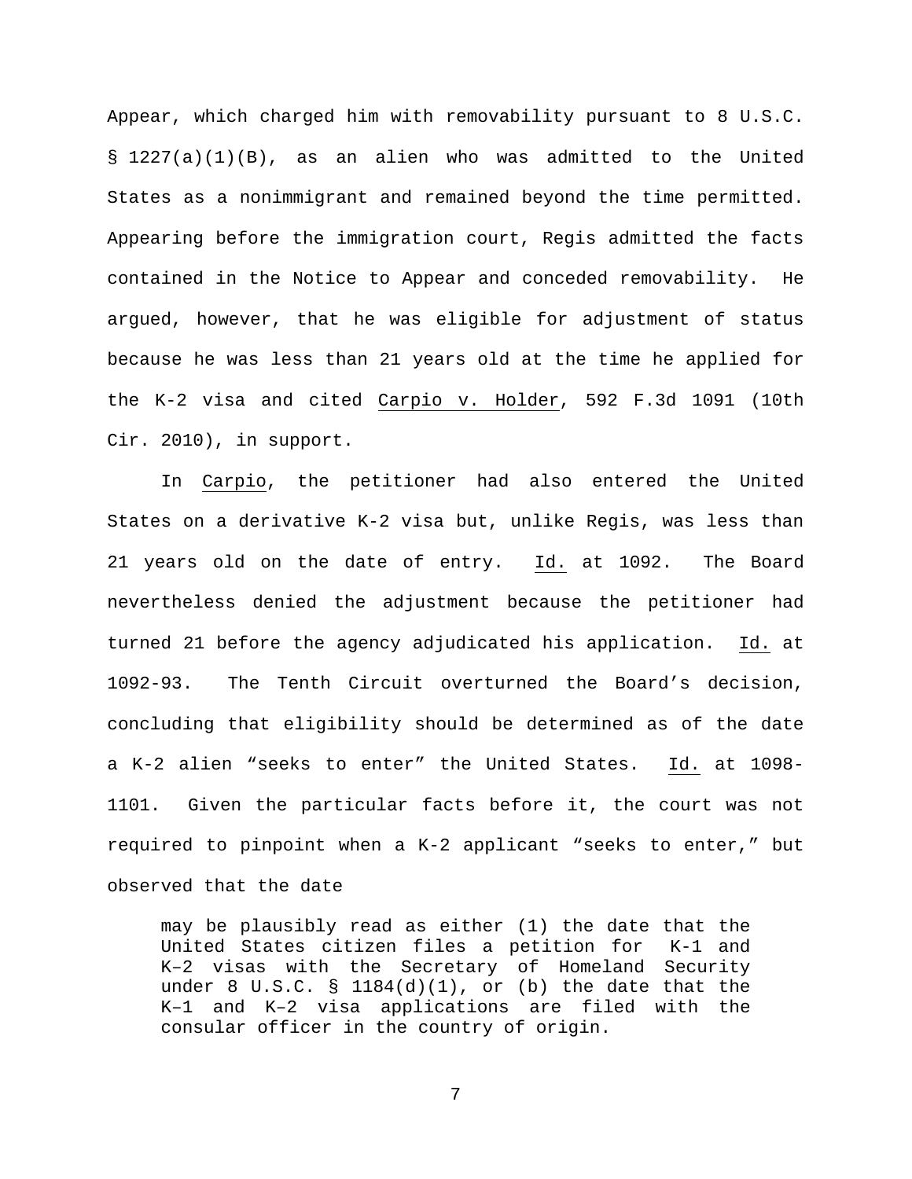Appear, which charged him with removability pursuant to 8 U.S.C. § 1227(a)(1)(B), as an alien who was admitted to the United States as a nonimmigrant and remained beyond the time permitted. Appearing before the immigration court, Regis admitted the facts contained in the Notice to Appear and conceded removability. He argued, however, that he was eligible for adjustment of status because he was less than 21 years old at the time he applied for the K-2 visa and cited Carpio v. Holder, 592 F.3d 1091 (10th Cir. 2010), in support.

In Carpio, the petitioner had also entered the United States on a derivative K-2 visa but, unlike Regis, was less than 21 years old on the date of entry. Id. at 1092. The Board nevertheless denied the adjustment because the petitioner had turned 21 before the agency adjudicated his application. Id. at 1092-93. The Tenth Circuit overturned the Board's decision, concluding that eligibility should be determined as of the date a K-2 alien "seeks to enter" the United States. Id. at 1098-1101. Given the particular facts before it, the court was not required to pinpoint when a K-2 applicant "seeks to enter," but observed that the date

> may be plausibly read as either (1) the date that the United States citizen files a petition for K-1 and K–2 visas with the Secretary of Homeland Security under 8 U.S.C. § 1184(d)(1), or (b) the date that the K–1 and K–2 visa applications are filed with the consular officer in the country of origin.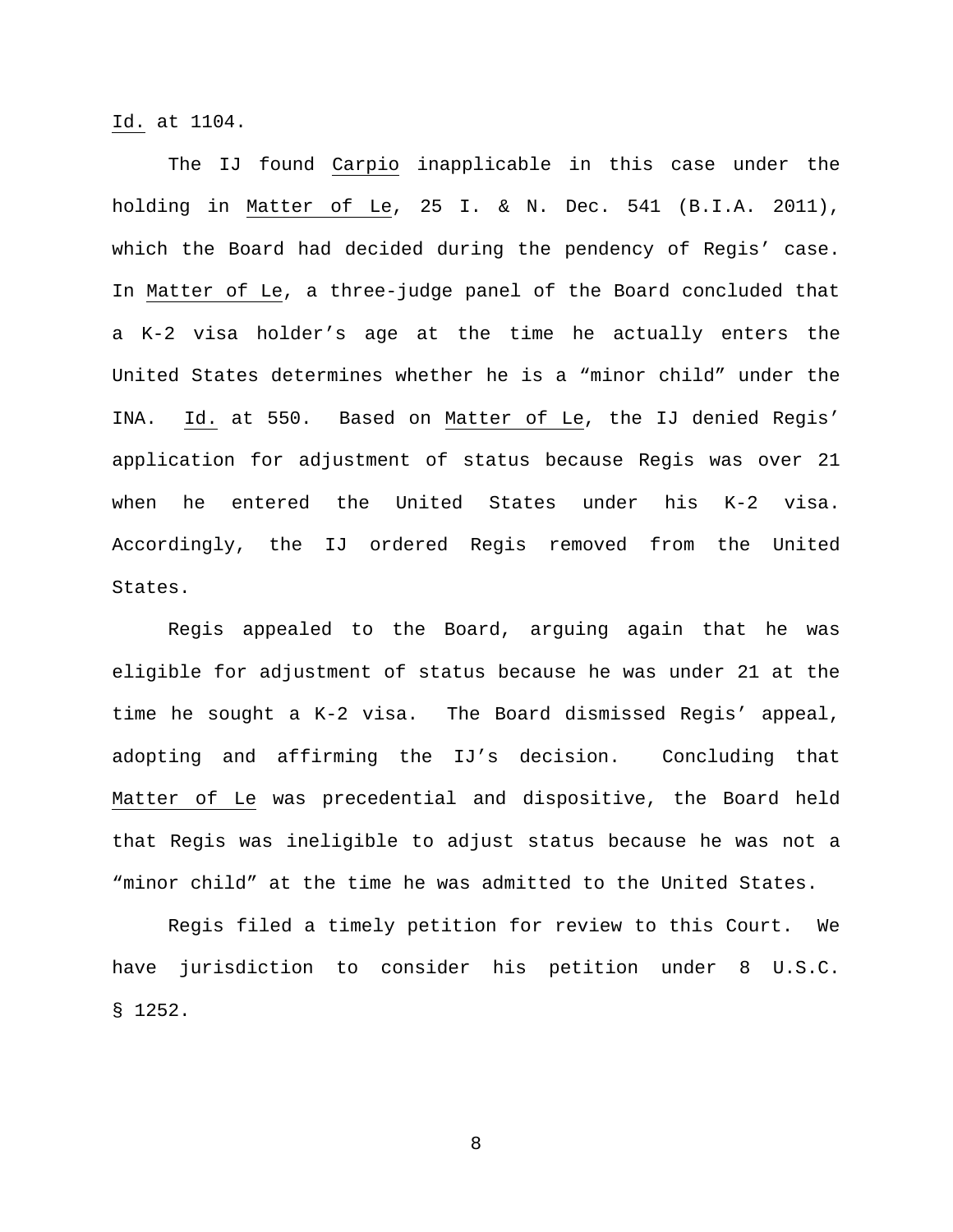Id. at 1104.

The IJ found Carpio inapplicable in this case under the holding in Matter of Le, 25 I. & N. Dec. 541 (B.I.A. 2011), which the Board had decided during the pendency of Regis' case. In Matter of Le, a three-judge panel of the Board concluded that a K-2 visa holder's age at the time he actually enters the United States determines whether he is a "minor child" under the INA. Id. at 550. Based on Matter of Le, the IJ denied Regis' application for adjustment of status because Regis was over 21 when he entered the United States under his K-2 visa. Accordingly, the IJ ordered Regis removed from the United States.

Regis appealed to the Board, arguing again that he was eligible for adjustment of status because he was under 21 at the time he sought a K-2 visa. The Board dismissed Regis' appeal, adopting and affirming the IJ's decision. Concluding that Matter of Le was precedential and dispositive, the Board held that Regis was ineligible to adjust status because he was not a "minor child" at the time he was admitted to the United States.

Regis filed a timely petition for review to this Court. We have jurisdiction to consider his petition under 8 U.S.C. § 1252.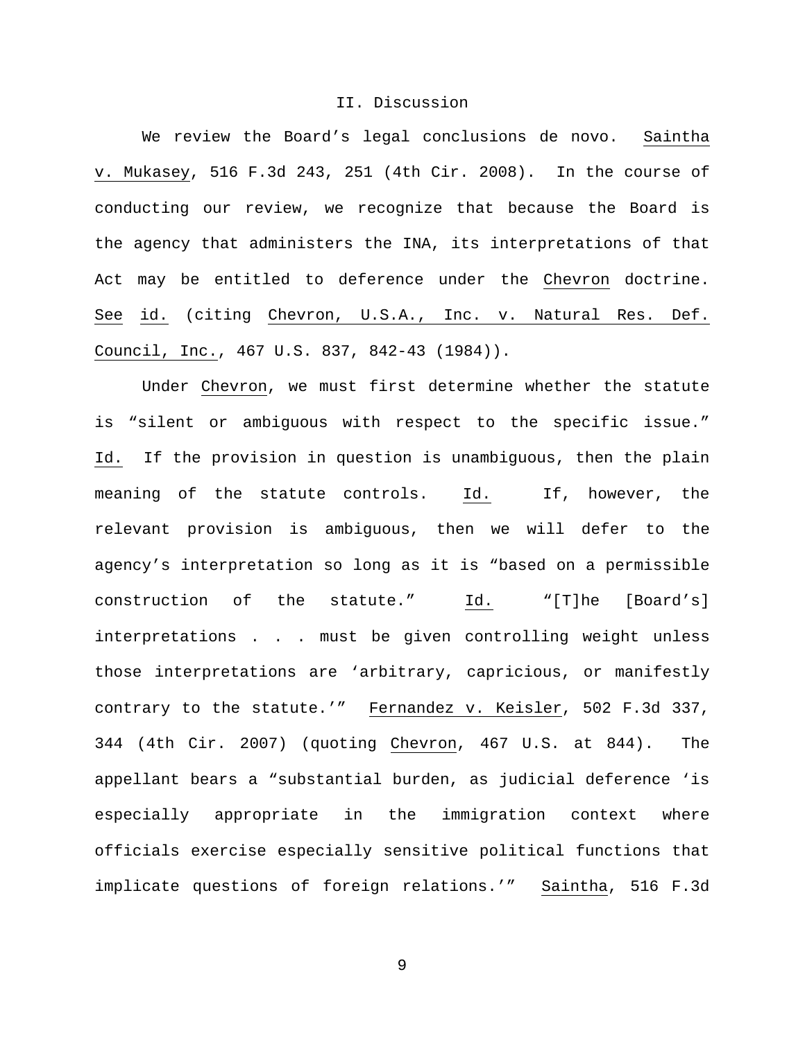## II. Discussion

We review the Board's legal conclusions de novo. Saintha v. Mukasey, 516 F.3d 243, 251 (4th Cir. 2008). In the course of conducting our review, we recognize that because the Board is the agency that administers the INA, its interpretations of that Act may be entitled to deference under the Chevron doctrine. See id. (citing Chevron, U.S.A., Inc. v. Natural Res. Def. Council, Inc., 467 U.S. 837, 842-43 (1984)).

Under Chevron, we must first determine whether the statute is "silent or ambiguous with respect to the specific issue." Id. If the provision in question is unambiguous, then the plain meaning of the statute controls. Id. If, however, the relevant provision is ambiguous, then we will defer to the agency's interpretation so long as it is "based on a permissible construction of the statute." Id. "[T]he [Board's] interpretations . . . must be given controlling weight unless those interpretations are 'arbitrary, capricious, or manifestly contrary to the statute.'" Fernandez v. Keisler, 502 F.3d 337, 344 (4th Cir. 2007) (quoting Chevron, 467 U.S. at 844). The appellant bears a "substantial burden, as judicial deference 'is especially appropriate in the immigration context where officials exercise especially sensitive political functions that implicate questions of foreign relations.'" Saintha, 516 F.3d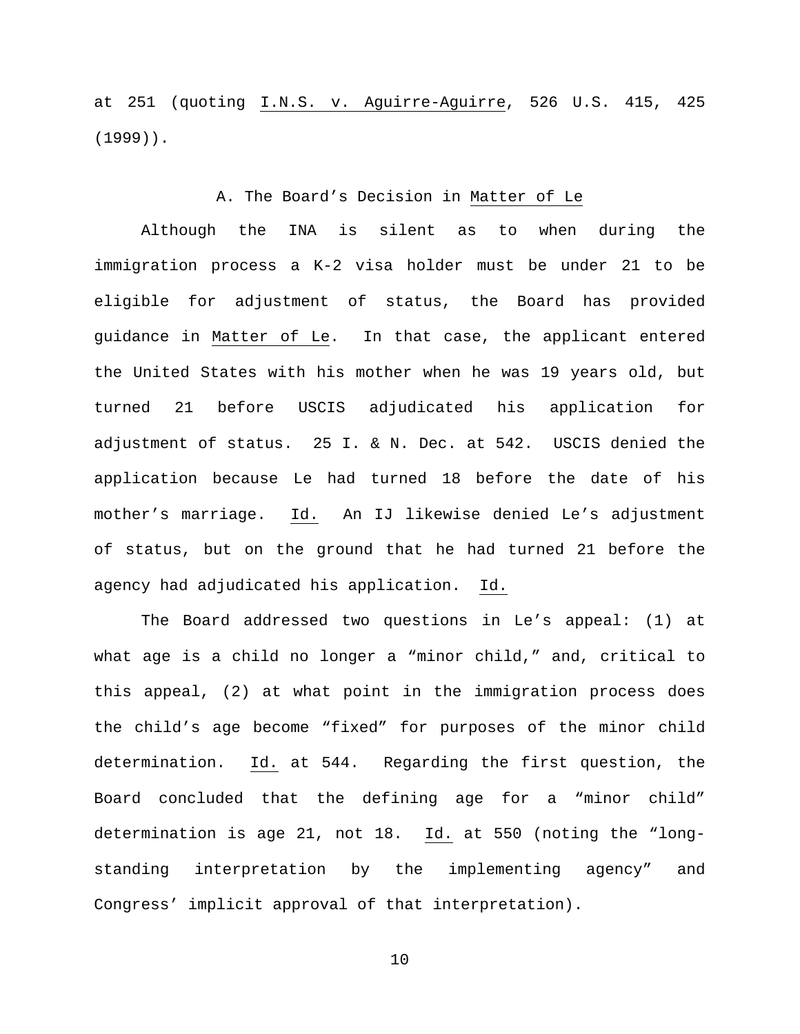at 251 (quoting I.N.S. v. Aguirre-Aguirre, 526 U.S. 415, 425 (1999)).

### A. The Board's Decision in Matter of Le

Although the INA is silent as to when during the immigration process a K-2 visa holder must be under 21 to be eligible for adjustment of status, the Board has provided guidance in Matter of Le. In that case, the applicant entered the United States with his mother when he was 19 years old, but turned 21 before USCIS adjudicated his application for adjustment of status. 25 I. & N. Dec. at 542. USCIS denied the application because Le had turned 18 before the date of his mother's marriage. Id. An IJ likewise denied Le's adjustment of status, but on the ground that he had turned 21 before the agency had adjudicated his application. Id.

The Board addressed two questions in Le's appeal: (1) at what age is a child no longer a "minor child," and, critical to this appeal, (2) at what point in the immigration process does the child's age become "fixed" for purposes of the minor child determination. Id. at 544. Regarding the first question, the Board concluded that the defining age for a "minor child" determination is age 21, not 18. Id. at 550 (noting the "long-standing interpretation by the implementing agency" and Congress' implicit approval of that interpretation).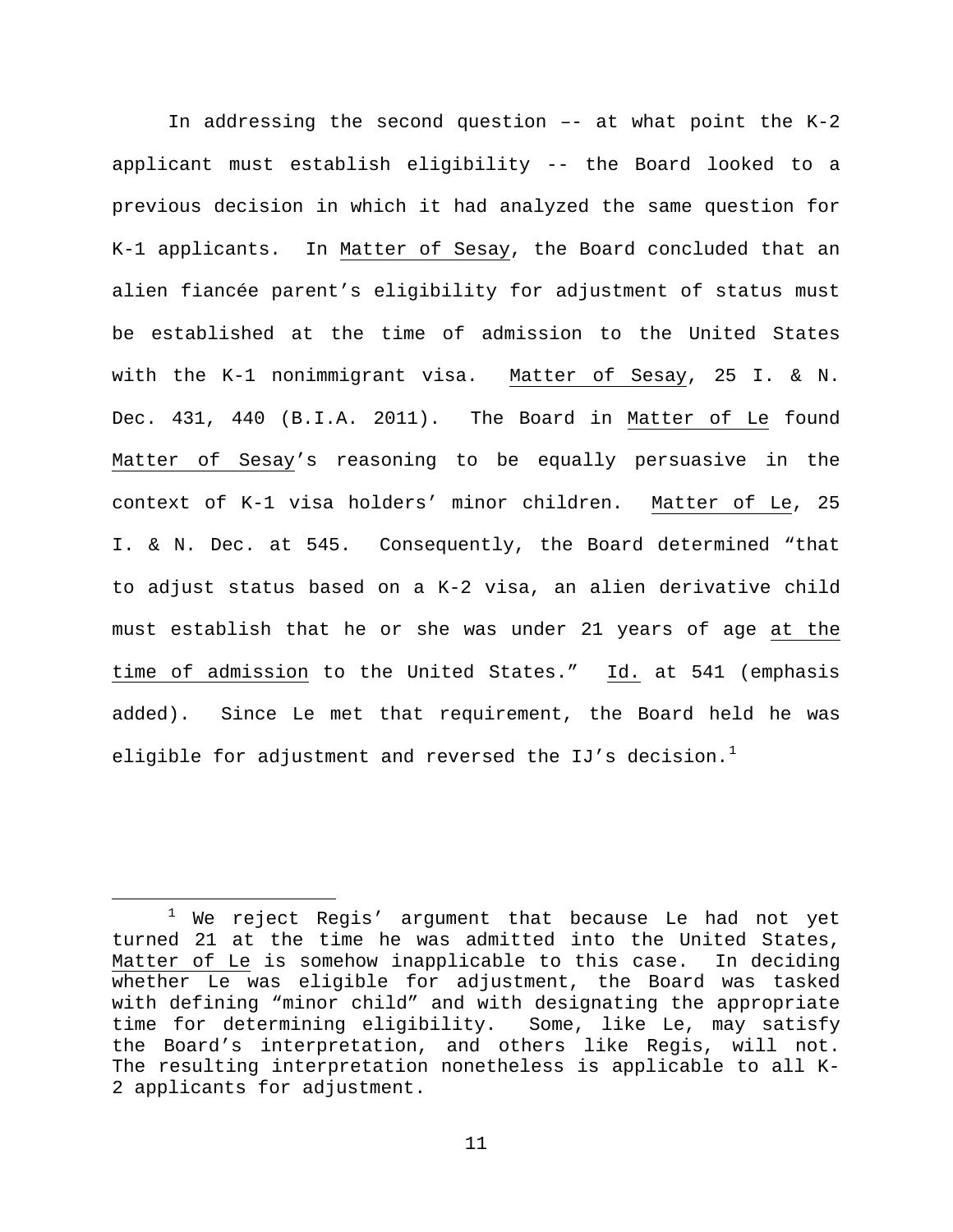In addressing the second question –- at what point the K-2 applicant must establish eligibility -- the Board looked to a previous decision in which it had analyzed the same question for K-1 applicants. In Matter of Sesay, the Board concluded that an alien fiancée parent's eligibility for adjustment of status must be established at the time of admission to the United States with the K-1 nonimmigrant visa. Matter of Sesay, 25 I. & N. Dec. 431, 440 (B.I.A. 2011). The Board in Matter of Le found Matter of Sesay's reasoning to be equally persuasive in the context of K-1 visa holders' minor children. Matter of Le, 25 I. & N. Dec. at 545. Consequently, the Board determined "that to adjust status based on a K-2 visa, an alien derivative child must establish that he or she was under 21 years of age at the time of admission to the United States." Id. at 541 (emphasis added). Since Le met that requirement, the Board held he was eligible for adjustment and reversed the IJ's decision.[1]

[1] We reject Regis' argument that because Le had not yet turned 21 at the time he was admitted into the United States, Matter of Le is somehow inapplicable to this case. In deciding whether Le was eligible for adjustment, the Board was tasked with defining "minor child" and with designating the appropriate time for determining eligibility. Some, like Le, may satisfy the Board's interpretation, and others like Regis, will not. The resulting interpretation nonetheless is applicable to all K-2 applicants for adjustment.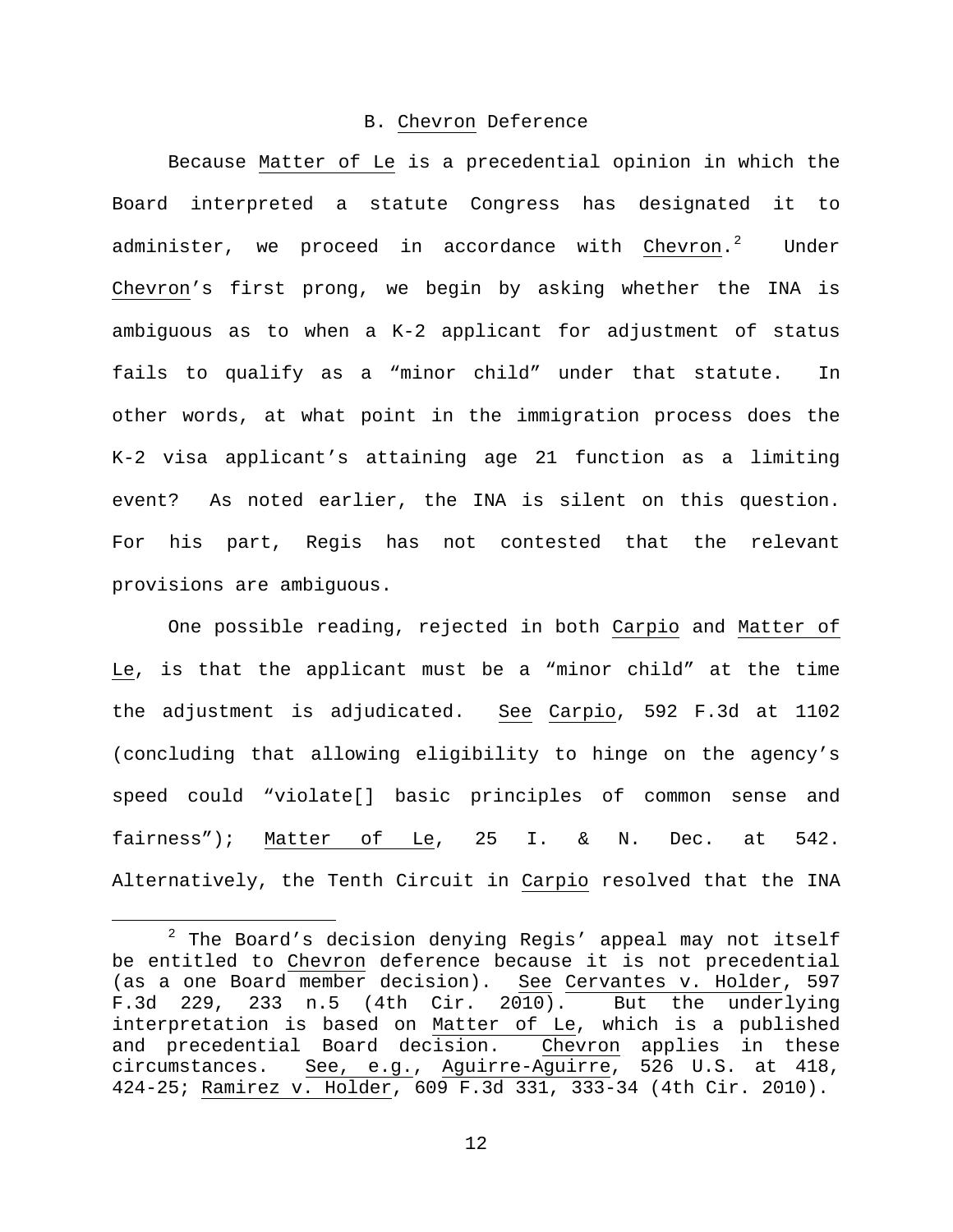## B. Chevron Deference

Because Matter of Le is a precedential opinion in which the Board interpreted a statute Congress has designated it to administer, we proceed in accordance with Chevron.[2] Under Chevron's first prong, we begin by asking whether the INA is ambiguous as to when a K-2 applicant for adjustment of status fails to qualify as a "minor child" under that statute. In other words, at what point in the immigration process does the K-2 visa applicant's attaining age 21 function as a limiting event? As noted earlier, the INA is silent on this question. For his part, Regis has not contested that the relevant provisions are ambiguous.

One possible reading, rejected in both Carpio and Matter of Le, is that the applicant must be a "minor child" at the time the adjustment is adjudicated. See Carpio, 592 F.3d at 1102 (concluding that allowing eligibility to hinge on the agency's speed could "violate[] basic principles of common sense and fairness"); Matter of Le, 25 I. & N. Dec. at 542. Alternatively, the Tenth Circuit in Carpio resolved that the INA

---

[2] The Board's decision denying Regis' appeal may not itself be entitled to Chevron deference because it is not precedential (as a one Board member decision). See Cervantes v. Holder, 597 F.3d 229, 233 n.5 (4th Cir. 2010). But the underlying interpretation is based on Matter of Le, which is a published and precedential Board decision. Chevron applies in these circumstances. See, e.g., Aguirre-Aguirre, 526 U.S. at 418, 424-25; Ramirez v. Holder, 609 F.3d 331, 333-34 (4th Cir. 2010).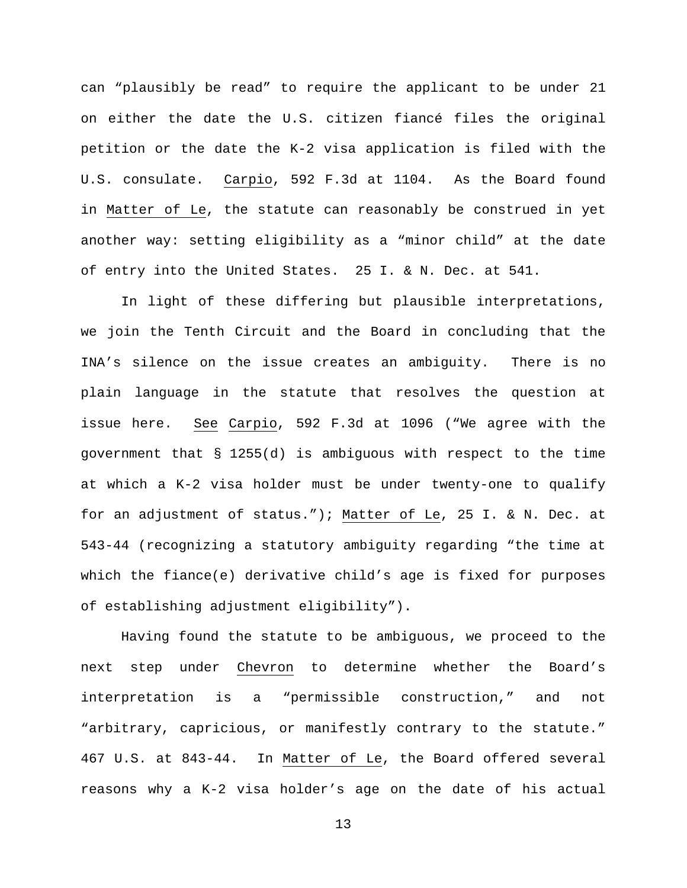can "plausibly be read" to require the applicant to be under 21 on either the date the U.S. citizen fiancé files the original petition or the date the K-2 visa application is filed with the U.S. consulate. Carpio, 592 F.3d at 1104. As the Board found in Matter of Le, the statute can reasonably be construed in yet another way: setting eligibility as a "minor child" at the date of entry into the United States. 25 I. & N. Dec. at 541.

In light of these differing but plausible interpretations, we join the Tenth Circuit and the Board in concluding that the INA's silence on the issue creates an ambiguity. There is no plain language in the statute that resolves the question at issue here. See Carpio, 592 F.3d at 1096 ("We agree with the government that § 1255(d) is ambiguous with respect to the time at which a K-2 visa holder must be under twenty-one to qualify for an adjustment of status."); Matter of Le, 25 I. & N. Dec. at 543-44 (recognizing a statutory ambiguity regarding "the time at which the fiance(e) derivative child's age is fixed for purposes of establishing adjustment eligibility").

Having found the statute to be ambiguous, we proceed to the next step under Chevron to determine whether the Board's interpretation is a "permissible construction," and not "arbitrary, capricious, or manifestly contrary to the statute." 467 U.S. at 843-44. In Matter of Le, the Board offered several reasons why a K-2 visa holder's age on the date of his actual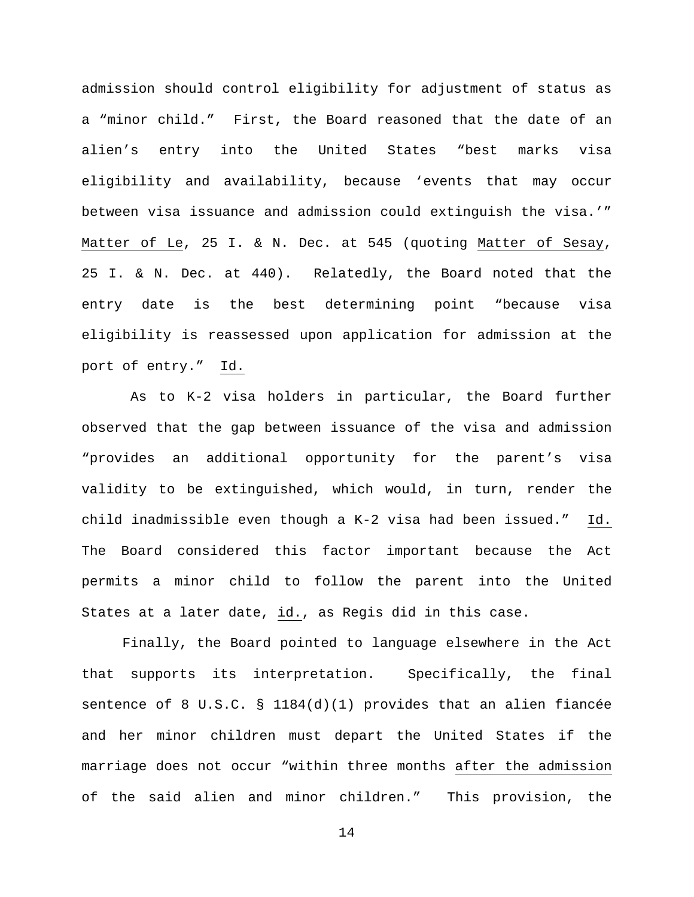admission should control eligibility for adjustment of status as a "minor child." First, the Board reasoned that the date of an alien's entry into the United States "best marks visa eligibility and availability, because 'events that may occur between visa issuance and admission could extinguish the visa.'" Matter of Le, 25 I. & N. Dec. at 545 (quoting Matter of Sesay, 25 I. & N. Dec. at 440). Relatedly, the Board noted that the entry date is the best determining point "because visa eligibility is reassessed upon application for admission at the port of entry." Id.

As to K-2 visa holders in particular, the Board further observed that the gap between issuance of the visa and admission "provides an additional opportunity for the parent's visa validity to be extinguished, which would, in turn, render the child inadmissible even though a K-2 visa had been issued." Id. The Board considered this factor important because the Act permits a minor child to follow the parent into the United States at a later date, id., as Regis did in this case.

Finally, the Board pointed to language elsewhere in the Act that supports its interpretation. Specifically, the final sentence of 8 U.S.C. § 1184(d)(1) provides that an alien fiancée and her minor children must depart the United States if the marriage does not occur "within three months after the admission of the said alien and minor children." This provision, the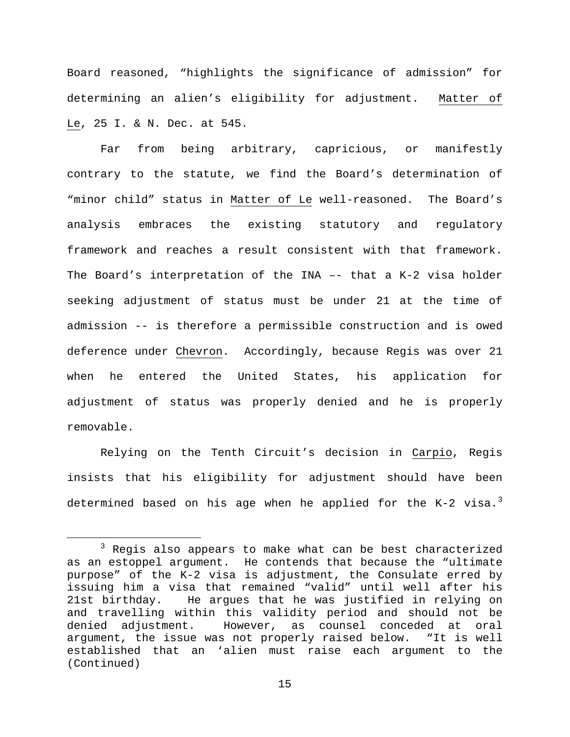Board reasoned, "highlights the significance of admission" for determining an alien's eligibility for adjustment. Matter of Le, 25 I. & N. Dec. at 545.

Far from being arbitrary, capricious, or manifestly contrary to the statute, we find the Board's determination of "minor child" status in Matter of Le well-reasoned. The Board's analysis embraces the existing statutory and regulatory framework and reaches a result consistent with that framework. The Board's interpretation of the INA –- that a K-2 visa holder seeking adjustment of status must be under 21 at the time of admission -- is therefore a permissible construction and is owed deference under Chevron. Accordingly, because Regis was over 21 when he entered the United States, his application for adjustment of status was properly denied and he is properly removable.

Relying on the Tenth Circuit's decision in Carpio, Regis insists that his eligibility for adjustment should have been determined based on his age when he applied for the K-2 visa.[3]

---

[3] Regis also appears to make what can be best characterized as an estoppel argument. He contends that because the "ultimate purpose" of the K-2 visa is adjustment, the Consulate erred by issuing him a visa that remained "valid" until well after his 21st birthday. He argues that he was justified in relying on and travelling within this validity period and should not be denied adjustment. However, as counsel conceded at oral argument, the issue was not properly raised below. "It is well established that an 'alien must raise each argument to the (Continued)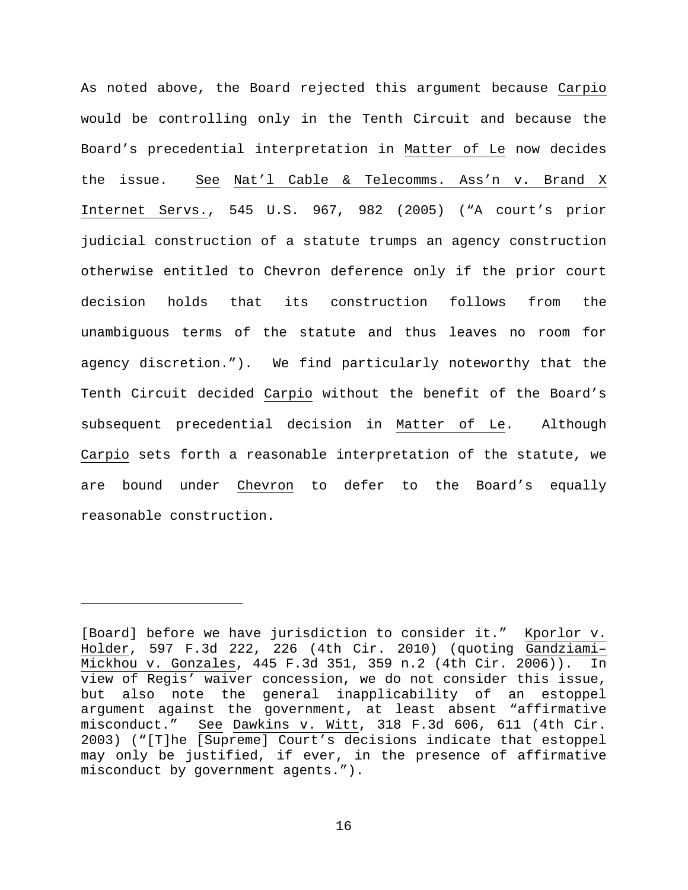As noted above, the Board rejected this argument because Carpio would be controlling only in the Tenth Circuit and because the Board's precedential interpretation in Matter of Le now decides the issue. See Nat'l Cable & Telecomms. Ass'n v. Brand X Internet Servs., 545 U.S. 967, 982 (2005) ("A court's prior judicial construction of a statute trumps an agency construction otherwise entitled to Chevron deference only if the prior court decision holds that its construction follows from the unambiguous terms of the statute and thus leaves no room for agency discretion."). We find particularly noteworthy that the Tenth Circuit decided Carpio without the benefit of the Board's subsequent precedential decision in Matter of Le. Although Carpio sets forth a reasonable interpretation of the statute, we are bound under Chevron to defer to the Board's equally reasonable construction.

---

[Board] before we have jurisdiction to consider it." Kporlor v. Holder, 597 F.3d 222, 226 (4th Cir. 2010) (quoting Gandziami–Mickhou v. Gonzales, 445 F.3d 351, 359 n.2 (4th Cir. 2006)). In view of Regis' waiver concession, we do not consider this issue, but also note the general inapplicability of an estoppel argument against the government, at least absent "affirmative misconduct." See Dawkins v. Witt, 318 F.3d 606, 611 (4th Cir. 2003) ("[T]he [Supreme] Court's decisions indicate that estoppel may only be justified, if ever, in the presence of affirmative misconduct by government agents.").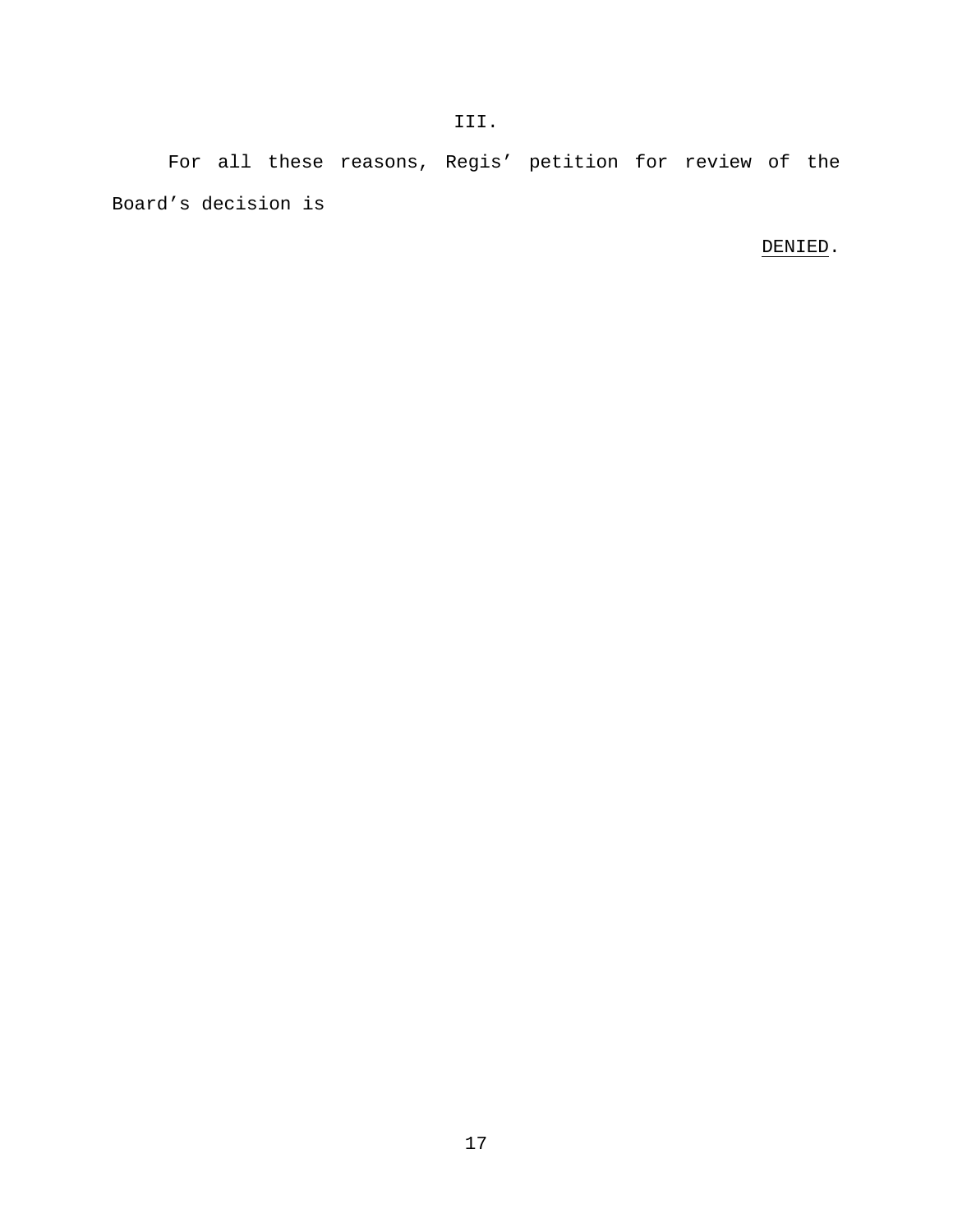III.

For all these reasons, Regis' petition for review of the Board's decision is

DENIED.